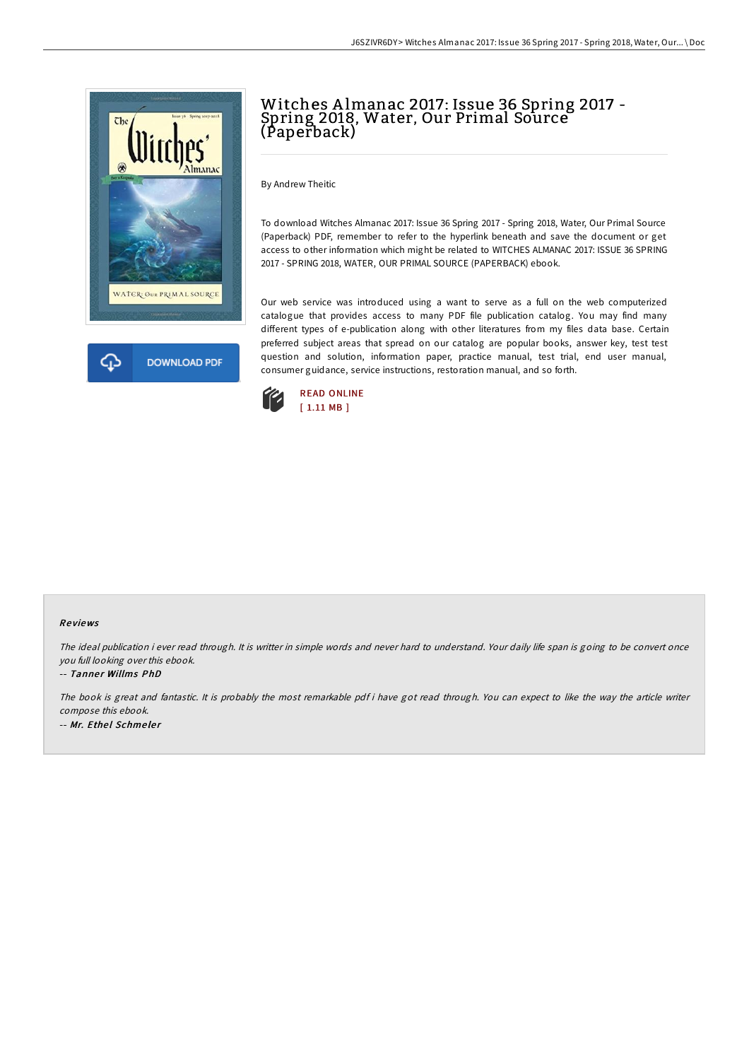# Witches Almanac 2017: Issue 36 Spring 2017 - Spring 2018, Water, Our Primal Source (Paperback)

By Andrew Theitic

To download Witches Almanac 2017: Issue 36 Spring 2017 - Spring 2018, Water, Our Primal Source (Paperback) PDF, remember to refer to the hyperlink beneath and save the document or get access to other information which might be related to WITCHES ALMANAC 2017: ISSUE 36 SPRING 2017 - SPRING 2018, WATER, OUR PRIMAL SOURCE (PAPERBACK) ebook.

Our web service was introduced using a want to serve as a full on the web computerized catalogue that provides access to many PDF file publication catalog. You may find many different types of e-publication along with other literatures from my files data base. Certain preferred subject areas that spread on our catalog are popular books, answer key, test test question and solution, information paper, practice manual, test trial, end user manual, consumer guidance, service instructions, restoration manual, and so forth.

DOWNLOAD PDF

READ ONLINE
[ 1.11 MB ]

### Reviews

*The ideal publication i ever read through. It is writter in simple words and never hard to understand. Your daily life span is going to be convert once you full looking over this ebook.*

-- *Tanner Willms PhD*

*The book is great and fantastic. It is probably the most remarkable pdf i have got read through. You can expect to like the way the article writer compose this ebook.*

-- *Mr. Ethel Schmeler*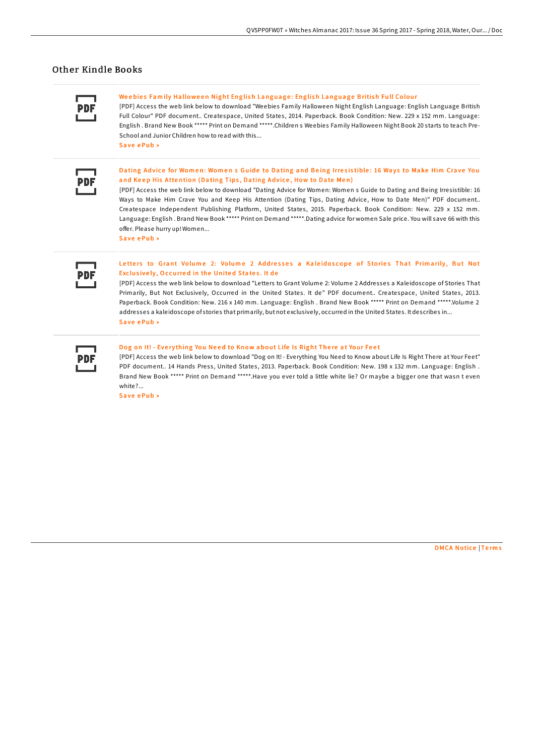## Other Kindle Books

### Weebies Family Halloween Night English Language: English Language British Full Colour

[PDF] Access the web link below to download "Weebies Family Halloween Night English Language: English Language British Full Colour" PDF document.. Createspace, United States, 2014. Paperback. Book Condition: New. 229 x 152 mm. Language: English . Brand New Book ***** Print on Demand *****.Children s Weebies Family Halloween Night Book 20 starts to teach Pre-School and Junior Children how to read with this...

Save ePub »

### Dating Advice for Women: Women s Guide to Dating and Being Irresistible: 16 Ways to Make Him Crave You and Keep His Attention (Dating Tips, Dating Advice, How to Date Men)

[PDF] Access the web link below to download "Dating Advice for Women: Women s Guide to Dating and Being Irresistible: 16 Ways to Make Him Crave You and Keep His Attention (Dating Tips, Dating Advice, How to Date Men)" PDF document.. Createspace Independent Publishing Platform, United States, 2015. Paperback. Book Condition: New. 229 x 152 mm. Language: English . Brand New Book ***** Print on Demand *****.Dating advice for women Sale price. You will save 66 with this offer. Please hurry up! Women...

Save ePub »

### Letters to Grant Volume 2: Volume 2 Addresses a Kaleidoscope of Stories That Primarily, But Not Exclusively, Occurred in the United States. It de

[PDF] Access the web link below to download "Letters to Grant Volume 2: Volume 2 Addresses a Kaleidoscope of Stories That Primarily, But Not Exclusively, Occurred in the United States. It de" PDF document.. Createspace, United States, 2013. Paperback. Book Condition: New. 216 x 140 mm. Language: English . Brand New Book ***** Print on Demand *****.Volume 2 addresses a kaleidoscope of stories that primarily, but not exclusively, occurred in the United States. It describes in...

Save ePub »

### Dog on It! - Everything You Need to Know about Life Is Right There at Your Feet

[PDF] Access the web link below to download "Dog on It! - Everything You Need to Know about Life Is Right There at Your Feet" PDF document.. 14 Hands Press, United States, 2013. Paperback. Book Condition: New. 198 x 132 mm. Language: English . Brand New Book ***** Print on Demand *****.Have you ever told a little white lie? Or maybe a bigger one that wasn t even white?...

Save ePub »